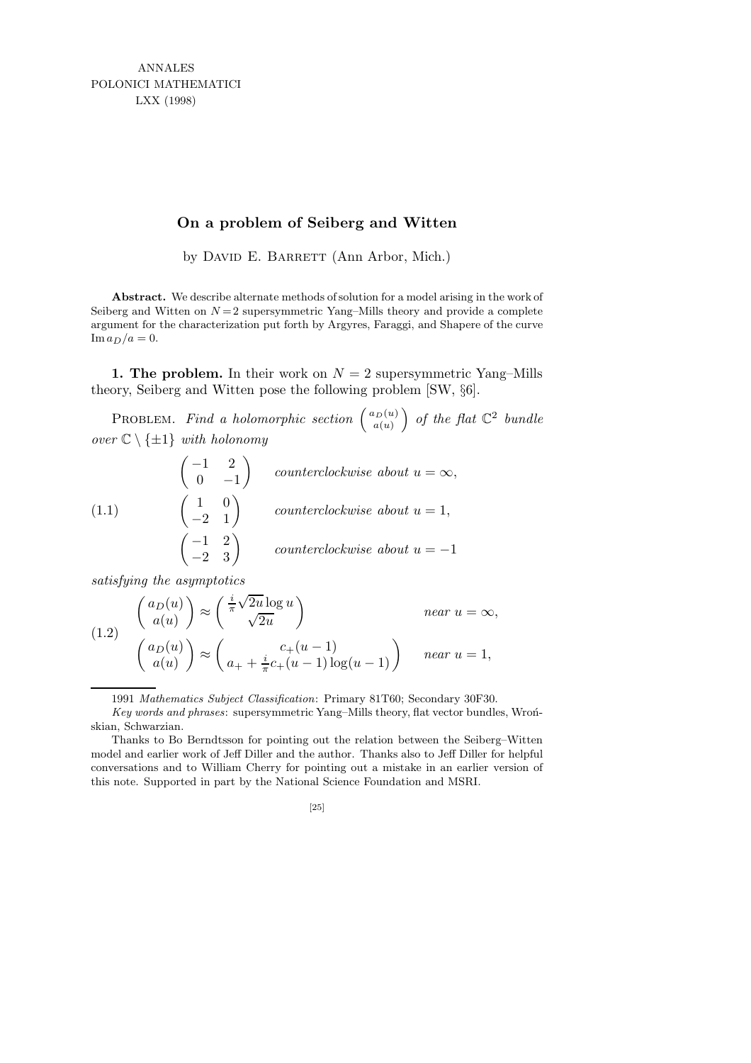ANNALES
POLONICI MATHEMATICI
LXX (1998)

# On a problem of Seiberg and Witten

by David E. Barrett (Ann Arbor, Mich.)

**Abstract.** We describe alternate methods of solution for a model arising in the work of Seiberg and Witten on $N=2$ supersymmetric Yang–Mills theory and provide a complete argument for the characterization put forth by Argyres, Faraggi, and Shapere of the curve $\operatorname{Im} a_D/a = 0$.

**1. The problem.** In their work on $N = 2$ supersymmetric Yang–Mills theory, Seiberg and Witten pose the following problem [SW, §6].

Problem. *Find a holomorphic section* $\begin{pmatrix} a_D(u) \\ a(u) \end{pmatrix}$ *of the flat* $\mathbb{C}^2$ *bundle over* $\mathbb{C} \setminus \{\pm 1\}$ *with holonomy*

$$
(1.1) \qquad
\begin{aligned}
&\begin{pmatrix} -1 & 2 \\ 0 & -1 \end{pmatrix} && \textit{counterclockwise about } u = \infty, \\
&\begin{pmatrix} 1 & 0 \\ -2 & 1 \end{pmatrix} && \textit{counterclockwise about } u = 1, \\
&\begin{pmatrix} -1 & 2 \\ -2 & 3 \end{pmatrix} && \textit{counterclockwise about } u = -1
\end{aligned}
$$

*satisfying the asymptotics*

$$
(1.2) \qquad
\begin{aligned}
&\begin{pmatrix} a_D(u) \\ a(u) \end{pmatrix} \approx \begin{pmatrix} \frac{i}{\pi}\sqrt{2u}\log u \\ \sqrt{2u} \end{pmatrix} && \textit{near } u = \infty, \\
&\begin{pmatrix} a_D(u) \\ a(u) \end{pmatrix} \approx \begin{pmatrix} c_+(u-1) \\ a_+ + \frac{i}{\pi} c_+(u-1)\log(u-1) \end{pmatrix} && \textit{near } u = 1,
\end{aligned}
$$

---

1991 *Mathematics Subject Classification*: Primary 81T60; Secondary 30F30.

*Key words and phrases*: supersymmetric Yang–Mills theory, flat vector bundles, Wrońskian, Schwarzian.

Thanks to Bo Berndtsson for pointing out the relation between the Seiberg–Witten model and earlier work of Jeff Diller and the author. Thanks also to Jeff Diller for helpful conversations and to William Cherry for pointing out a mistake in an earlier version of this note. Supported in part by the National Science Foundation and MSRI.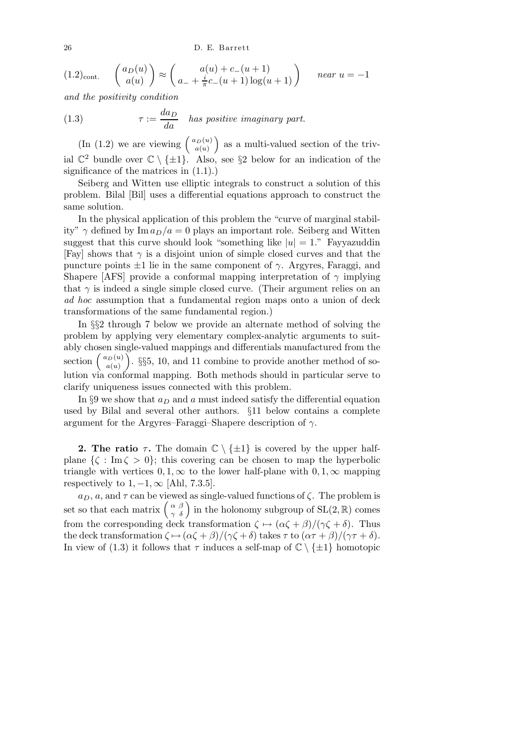$$(1.2)_{\text{cont.}} \quad \begin{pmatrix} a_D(u) \\ a(u) \end{pmatrix} \approx \begin{pmatrix} a(u) + c_-(u+1) \\ a_- + \frac{i}{\pi} c_-(u+1)\log(u+1) \end{pmatrix} \qquad \textit{near } u = -1$$

*and the positivity condition*

$$(1.3) \qquad \tau := \frac{da_D}{da} \quad \textit{has positive imaginary part.}$$

(In (1.2) we are viewing $\begin{pmatrix} a_D(u) \\ a(u) \end{pmatrix}$ as a multi-valued section of the trivial $\mathbb{C}^2$ bundle over $\mathbb{C} \setminus \{\pm 1\}$. Also, see §2 below for an indication of the significance of the matrices in (1.1).)

Seiberg and Witten use elliptic integrals to construct a solution of this problem. Bilal [Bil] uses a differential equations approach to construct the same solution.

In the physical application of this problem the "curve of marginal stability" $\gamma$ defined by $\operatorname{Im} a_D/a = 0$ plays an important role. Seiberg and Witten suggest that this curve should look "something like $|u| = 1$." Fayyazuddin [Fay] shows that $\gamma$ is a disjoint union of simple closed curves and that the puncture points $\pm 1$ lie in the same component of $\gamma$. Argyres, Faraggi, and Shapere [AFS] provide a conformal mapping interpretation of $\gamma$ implying that $\gamma$ is indeed a single simple closed curve. (Their argument relies on an *ad hoc* assumption that a fundamental region maps onto a union of deck transformations of the same fundamental region.)

In §§2 through 7 below we provide an alternate method of solving the problem by applying very elementary complex-analytic arguments to suitably chosen single-valued mappings and differentials manufactured from the section $\begin{pmatrix} a_D(u) \\ a(u) \end{pmatrix}$. §§5, 10, and 11 combine to provide another method of solution via conformal mapping. Both methods should in particular serve to clarify uniqueness issues connected with this problem.

In §9 we show that $a_D$ and $a$ must indeed satisfy the differential equation used by Bilal and several other authors. §11 below contains a complete argument for the Argyres–Faraggi–Shapere description of $\gamma$.

**2. The ratio $\tau$.** The domain $\mathbb{C} \setminus \{\pm 1\}$ is covered by the upper half-plane $\{\zeta : \operatorname{Im} \zeta > 0\}$; this covering can be chosen to map the hyperbolic triangle with vertices $0, 1, \infty$ to the lower half-plane with $0, 1, \infty$ mapping respectively to $1, -1, \infty$ [Ahl, 7.3.5].

$a_D$, $a$, and $\tau$ can be viewed as single-valued functions of $\zeta$. The problem is set so that each matrix $\begin{pmatrix} \alpha & \beta \\ \gamma & \delta \end{pmatrix}$ in the holonomy subgroup of $\mathrm{SL}(2, \mathbb{R})$ comes from the corresponding deck transformation $\zeta \mapsto (\alpha\zeta + \beta)/(\gamma\zeta + \delta)$. Thus the deck transformation $\zeta \mapsto (\alpha\zeta + \beta)/(\gamma\zeta + \delta)$ takes $\tau$ to $(\alpha\tau + \beta)/(\gamma\tau + \delta)$. In view of (1.3) it follows that $\tau$ induces a self-map of $\mathbb{C} \setminus \{\pm 1\}$ homotopic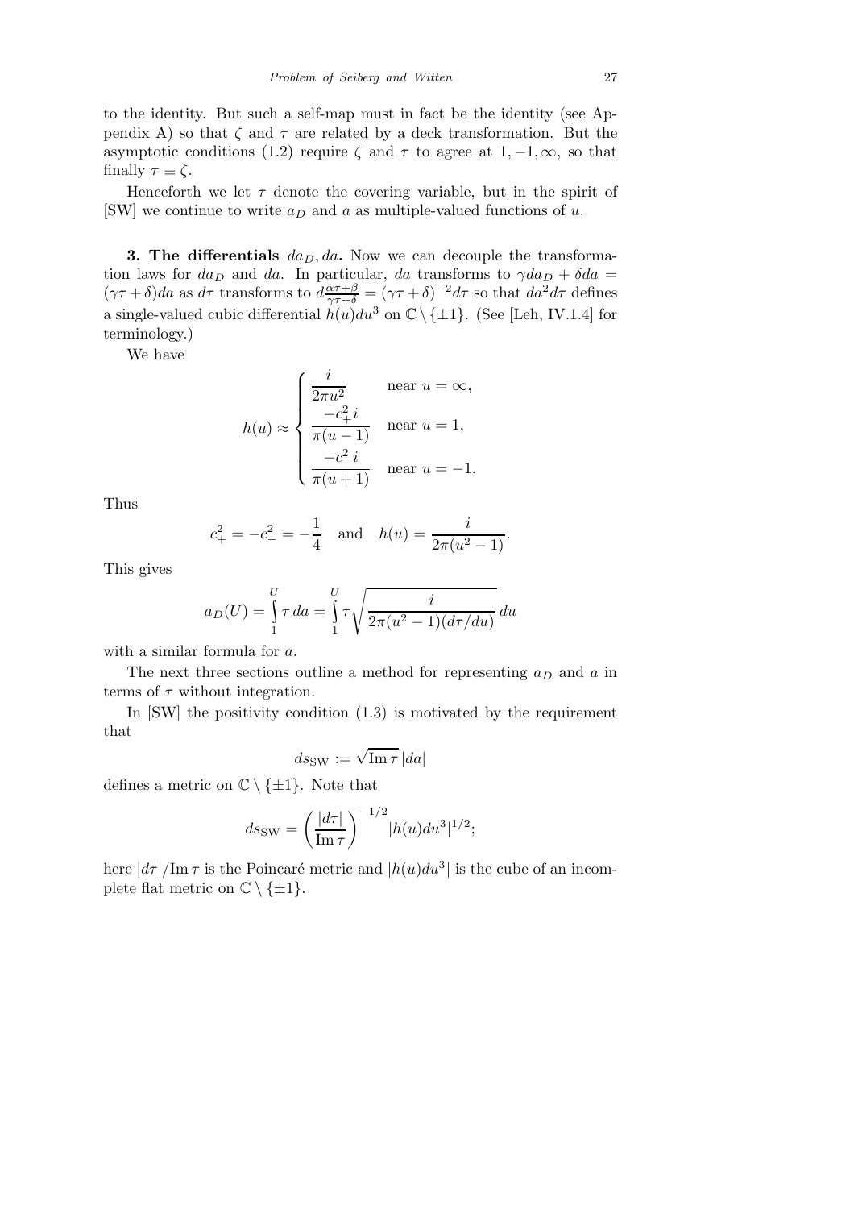to the identity. But such a self-map must in fact be the identity (see Appendix A) so that $\zeta$ and $\tau$ are related by a deck transformation. But the asymptotic conditions (1.2) require $\zeta$ and $\tau$ to agree at $1, -1, \infty$, so that finally $\tau \equiv \zeta$.

Henceforth we let $\tau$ denote the covering variable, but in the spirit of [SW] we continue to write $a_D$ and $a$ as multiple-valued functions of $u$.

**3. The differentials $da_D, da$.** Now we can decouple the transformation laws for $da_D$ and $da$. In particular, $da$ transforms to $\gamma da_D + \delta da = (\gamma\tau + \delta)da$ as $d\tau$ transforms to $d\frac{\alpha\tau+\beta}{\gamma\tau+\delta} = (\gamma\tau+\delta)^{-2}d\tau$ so that $da^2 d\tau$ defines a single-valued cubic differential $h(u)du^3$ on $\mathbb{C} \setminus \{\pm 1\}$. (See [Leh, IV.1.4] for terminology.)

We have

$$h(u) \approx \begin{cases} \dfrac{i}{2\pi u^2} & \text{near } u = \infty, \\ \dfrac{-c_+^2 i}{\pi(u-1)} & \text{near } u = 1, \\ \dfrac{-c_-^2 i}{\pi(u+1)} & \text{near } u = -1. \end{cases}$$

Thus

$$c_+^2 = -c_-^2 = -\frac{1}{4} \quad \text{and} \quad h(u) = \frac{i}{2\pi(u^2-1)}.$$

This gives

$$a_D(U) = \int_1^U \tau \, da = \int_1^U \tau \sqrt{\frac{i}{2\pi(u^2-1)(d\tau/du)}}\, du$$

with a similar formula for $a$.

The next three sections outline a method for representing $a_D$ and $a$ in terms of $\tau$ without integration.

In [SW] the positivity condition (1.3) is motivated by the requirement that

$$ds_{\mathrm{SW}} := \sqrt{\operatorname{Im} \tau}\, |da|$$

defines a metric on $\mathbb{C} \setminus \{\pm 1\}$. Note that

$$ds_{\mathrm{SW}} = \left( \frac{|d\tau|}{\operatorname{Im} \tau} \right)^{-1/2} |h(u) du^3|^{1/2};$$

here $|d\tau|/\operatorname{Im} \tau$ is the Poincaré metric and $|h(u)du^3|$ is the cube of an incomplete flat metric on $\mathbb{C} \setminus \{\pm 1\}$.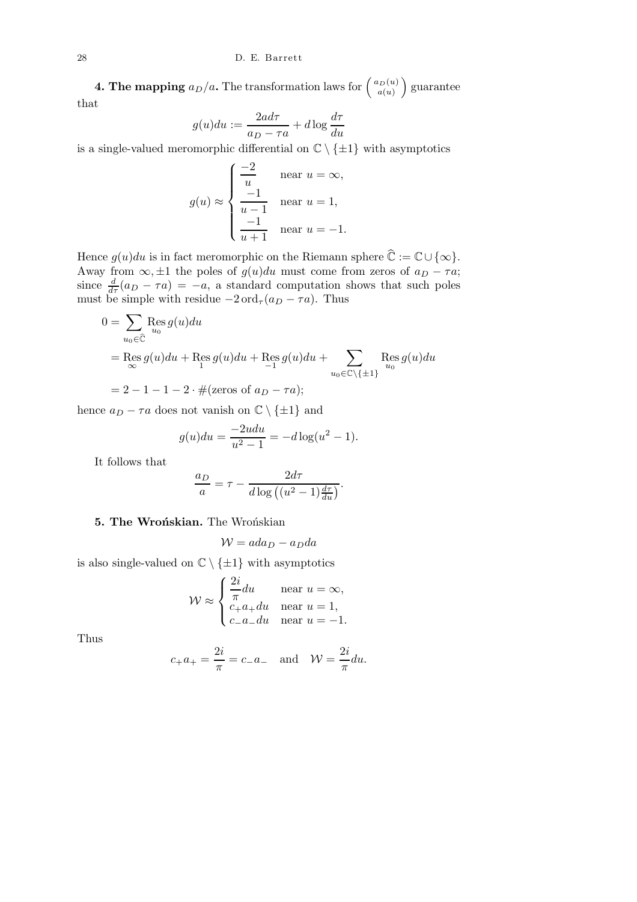**4. The mapping $a_D/a$.** The transformation laws for $\binom{a_D(u)}{a(u)}$ guarantee that

$$g(u)du := \frac{2a d\tau}{a_D - \tau a} + d\log\frac{d\tau}{du}$$

is a single-valued meromorphic differential on $\mathbb{C} \setminus \{\pm 1\}$ with asymptotics

$$g(u) \approx \begin{cases} \dfrac{-2}{u} & \text{near } u = \infty, \\ \dfrac{-1}{u-1} & \text{near } u = 1, \\ \dfrac{-1}{u+1} & \text{near } u = -1. \end{cases}$$

Hence $g(u)du$ is in fact meromorphic on the Riemann sphere $\widehat{\mathbb{C}} := \mathbb{C} \cup \{\infty\}$. Away from $\infty, \pm 1$ the poles of $g(u)du$ must come from zeros of $a_D - \tau a$; since $\frac{d}{d\tau}(a_D - \tau a) = -a$, a standard computation shows that such poles must be simple with residue $-2\,\mathrm{ord}_\tau(a_D - \tau a)$. Thus

$$\begin{aligned}
0 &= \sum_{u_0 \in \widehat{\mathbb{C}}} \operatorname*{Res}_{u_0} g(u)du \\
&= \operatorname*{Res}_{\infty} g(u)du + \operatorname*{Res}_{1} g(u)du + \operatorname*{Res}_{-1} g(u)du + \sum_{u_0 \in \mathbb{C}\setminus\{\pm 1\}} \operatorname*{Res}_{u_0} g(u)du \\
&= 2 - 1 - 1 - 2 \cdot \#(\text{zeros of } a_D - \tau a);
\end{aligned}$$

hence $a_D - \tau a$ does not vanish on $\mathbb{C} \setminus \{\pm 1\}$ and

$$g(u)du = \frac{-2u\,du}{u^2 - 1} = -d\log(u^2 - 1).$$

It follows that

$$\frac{a_D}{a} = \tau - \frac{2d\tau}{d\log\left((u^2-1)\frac{d\tau}{du}\right)}.$$

**5. The Wrońskian.** The Wrońskian

$$\mathcal{W} = a\,da_D - a_D\,da$$

is also single-valued on $\mathbb{C} \setminus \{\pm 1\}$ with asymptotics

$$\mathcal{W} \approx \begin{cases} \dfrac{2i}{\pi}du & \text{near } u = \infty, \\ c_+ a_+ du & \text{near } u = 1, \\ c_- a_- du & \text{near } u = -1. \end{cases}$$

Thus

$$c_+ a_+ = \frac{2i}{\pi} = c_- a_- \quad \text{and} \quad \mathcal{W} = \frac{2i}{\pi}du.$$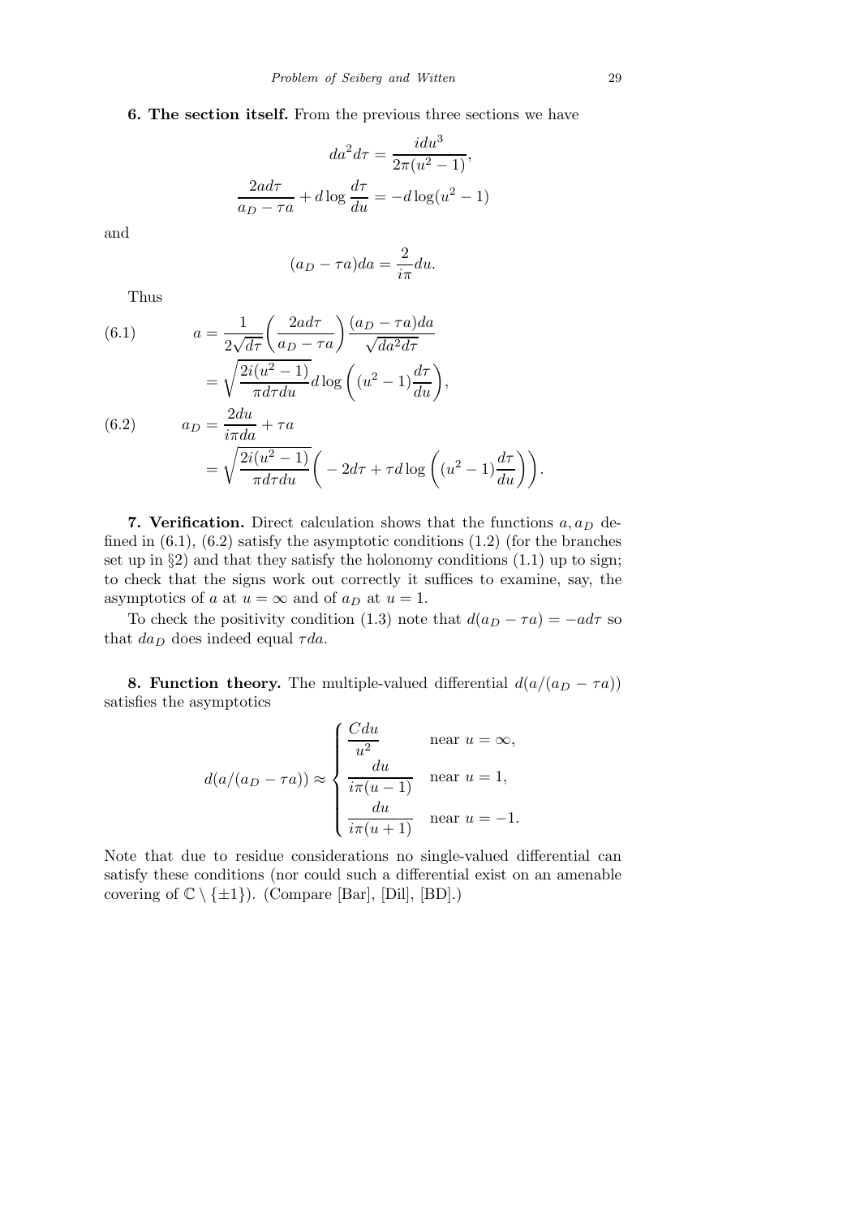**6. The section itself.** From the previous three sections we have

$$da^2 d\tau = \frac{i du^3}{2\pi(u^2-1)},$$

$$\frac{2a d\tau}{a_D - \tau a} + d\log\frac{d\tau}{du} = -d\log(u^2-1)$$

and

$$(a_D - \tau a)da = \frac{2}{i\pi}du.$$

Thus

$$\begin{aligned}
(6.1) \qquad a &= \frac{1}{2\sqrt{d\tau}}\left(\frac{2a d\tau}{a_D - \tau a}\right)\frac{(a_D - \tau a)da}{\sqrt{da^2 d\tau}} \\
&= \sqrt{\frac{2i(u^2-1)}{\pi d\tau du}}\, d\log\left((u^2-1)\frac{d\tau}{du}\right),
\end{aligned}$$

$$\begin{aligned}
(6.2) \qquad a_D &= \frac{2du}{i\pi da} + \tau a \\
&= \sqrt{\frac{2i(u^2-1)}{\pi d\tau du}}\left(-2d\tau + \tau d\log\left((u^2-1)\frac{d\tau}{du}\right)\right).
\end{aligned}$$

**7. Verification.** Direct calculation shows that the functions $a, a_D$ defined in (6.1), (6.2) satisfy the asymptotic conditions (1.2) (for the branches set up in §2) and that they satisfy the holonomy conditions (1.1) up to sign; to check that the signs work out correctly it suffices to examine, say, the asymptotics of $a$ at $u = \infty$ and of $a_D$ at $u = 1$.

To check the positivity condition (1.3) note that $d(a_D - \tau a) = -a d\tau$ so that $da_D$ does indeed equal $\tau da$.

**8. Function theory.** The multiple-valued differential $d(a/(a_D - \tau a))$ satisfies the asymptotics

$$d(a/(a_D - \tau a)) \approx \begin{cases} \dfrac{C du}{u^2} & \text{near } u = \infty, \\[2ex] \dfrac{du}{i\pi(u-1)} & \text{near } u = 1, \\[2ex] \dfrac{du}{i\pi(u+1)} & \text{near } u = -1. \end{cases}$$

Note that due to residue considerations no single-valued differential can satisfy these conditions (nor could such a differential exist on an amenable covering of $\mathbb{C} \setminus \{\pm 1\}$). (Compare [Bar], [Dil], [BD].)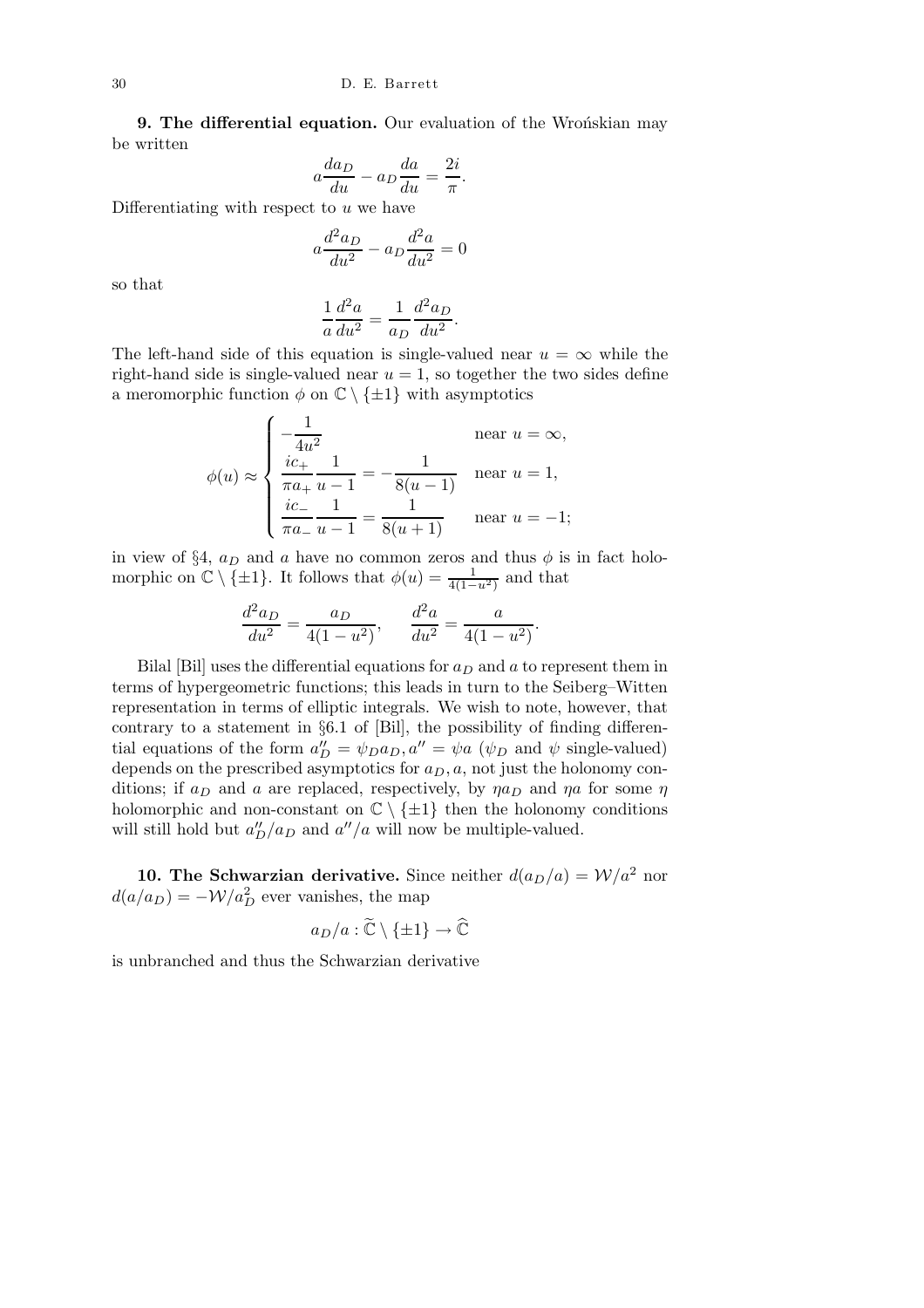**9. The differential equation.** Our evaluation of the Wrońskian may be written

$$a\frac{da_D}{du} - a_D\frac{da}{du} = \frac{2i}{\pi}.$$

Differentiating with respect to $u$ we have

$$a\frac{d^2a_D}{du^2} - a_D\frac{d^2a}{du^2} = 0$$

so that

$$\frac{1}{a}\frac{d^2a}{du^2} = \frac{1}{a_D}\frac{d^2a_D}{du^2}.$$

The left-hand side of this equation is single-valued near $u = \infty$ while the right-hand side is single-valued near $u = 1$, so together the two sides define a meromorphic function $\phi$ on $\mathbb{C} \setminus \{\pm 1\}$ with asymptotics

$$\phi(u) \approx \begin{cases} -\dfrac{1}{4u^2} & \text{near } u = \infty, \\ \dfrac{ic_+}{\pi a_+}\dfrac{1}{u-1} = -\dfrac{1}{8(u-1)} & \text{near } u = 1, \\ \dfrac{ic_-}{\pi a_-}\dfrac{1}{u-1} = \dfrac{1}{8(u+1)} & \text{near } u = -1; \end{cases}$$

in view of §4, $a_D$ and $a$ have no common zeros and thus $\phi$ is in fact holomorphic on $\mathbb{C} \setminus \{\pm 1\}$. It follows that $\phi(u) = \frac{1}{4(1-u^2)}$ and that

$$\frac{d^2a_D}{du^2} = \frac{a_D}{4(1-u^2)}, \qquad \frac{d^2a}{du^2} = \frac{a}{4(1-u^2)}.$$

Bilal [Bil] uses the differential equations for $a_D$ and $a$ to represent them in terms of hypergeometric functions; this leads in turn to the Seiberg–Witten representation in terms of elliptic integrals. We wish to note, however, that contrary to a statement in §6.1 of [Bil], the possibility of finding differential equations of the form $a_D'' = \psi_D a_D, a'' = \psi a$ ($\psi_D$ and $\psi$ single-valued) depends on the prescribed asymptotics for $a_D, a$, not just the holonomy conditions; if $a_D$ and $a$ are replaced, respectively, by $\eta a_D$ and $\eta a$ for some $\eta$ holomorphic and non-constant on $\mathbb{C} \setminus \{\pm 1\}$ then the holonomy conditions will still hold but $a_D''/a_D$ and $a''/a$ will now be multiple-valued.

**10. The Schwarzian derivative.** Since neither $d(a_D/a) = \mathcal{W}/a^2$ nor $d(a/a_D) = -\mathcal{W}/a_D^2$ ever vanishes, the map

$$a_D/a : \widetilde{\mathbb{C}} \setminus \{\pm 1\} \to \widehat{\mathbb{C}}$$

is unbranched and thus the Schwarzian derivative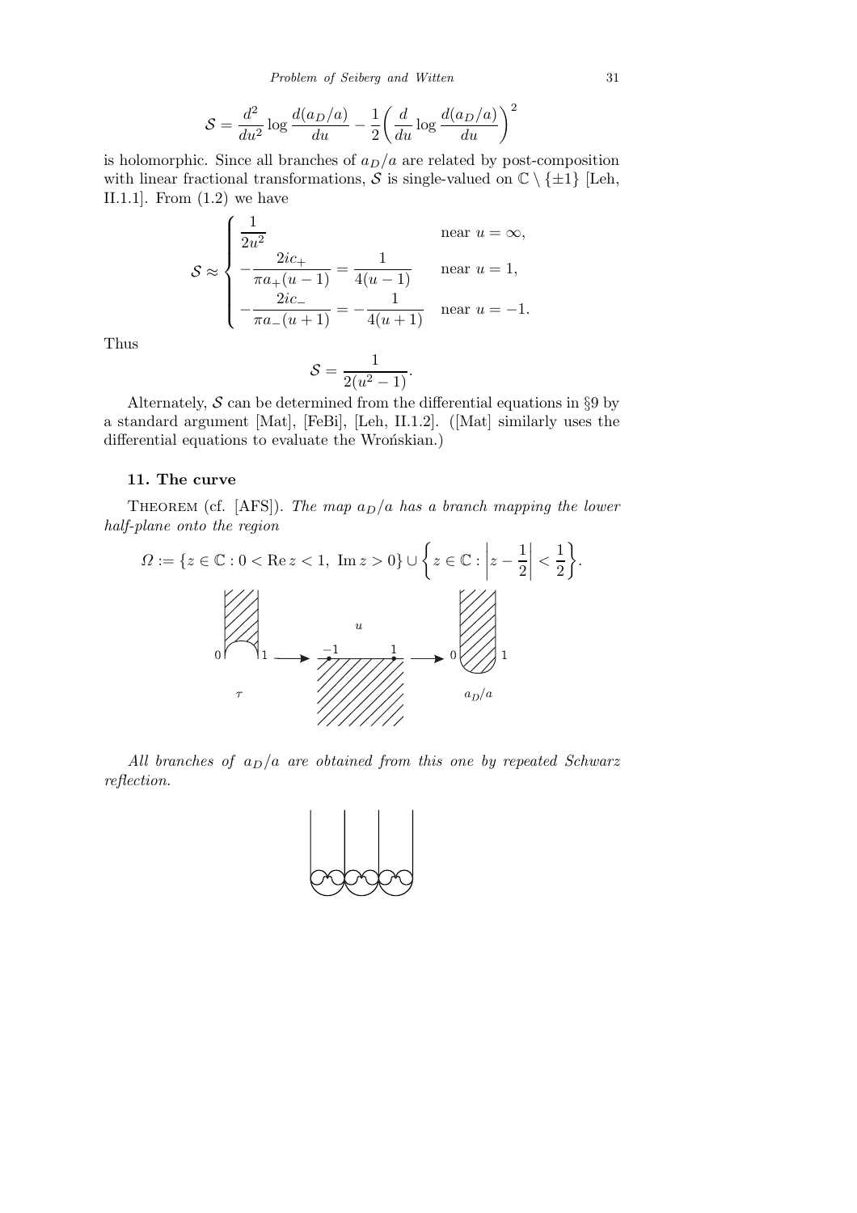$$\mathcal{S} = \frac{d^2}{du^2} \log \frac{d(a_D/a)}{du} - \frac{1}{2}\left(\frac{d}{du} \log \frac{d(a_D/a)}{du}\right)^2$$

is holomorphic. Since all branches of $a_D/a$ are related by post-composition with linear fractional transformations, $\mathcal{S}$ is single-valued on $\mathbb{C} \setminus \{\pm 1\}$ [Leh, II.1.1]. From (1.2) we have

$$\mathcal{S} \approx \begin{cases} \dfrac{1}{2u^2} & \text{near } u = \infty, \\ -\dfrac{2ic_+}{\pi a_+(u-1)} = \dfrac{1}{4(u-1)} & \text{near } u = 1, \\ -\dfrac{2ic_-}{\pi a_-(u+1)} = -\dfrac{1}{4(u+1)} & \text{near } u = -1. \end{cases}$$

Thus

$$\mathcal{S} = \frac{1}{2(u^2-1)}.$$

Alternately, $\mathcal{S}$ can be determined from the differential equations in §9 by a standard argument [Mat], [FeBi], [Leh, II.1.2]. ([Mat] similarly uses the differential equations to evaluate the Wrońskian.)

## 11. The curve

Theorem (cf. [AFS]). *The map $a_D/a$ has a branch mapping the lower half-plane onto the region*

$$\Omega := \{z \in \mathbb{C} : 0 < \operatorname{Re} z < 1,\ \operatorname{Im} z > 0\} \cup \left\{z \in \mathbb{C} : \left|z - \frac{1}{2}\right| < \frac{1}{2}\right\}.$$

*All branches of $a_D/a$ are obtained from this one by repeated Schwarz reflection.*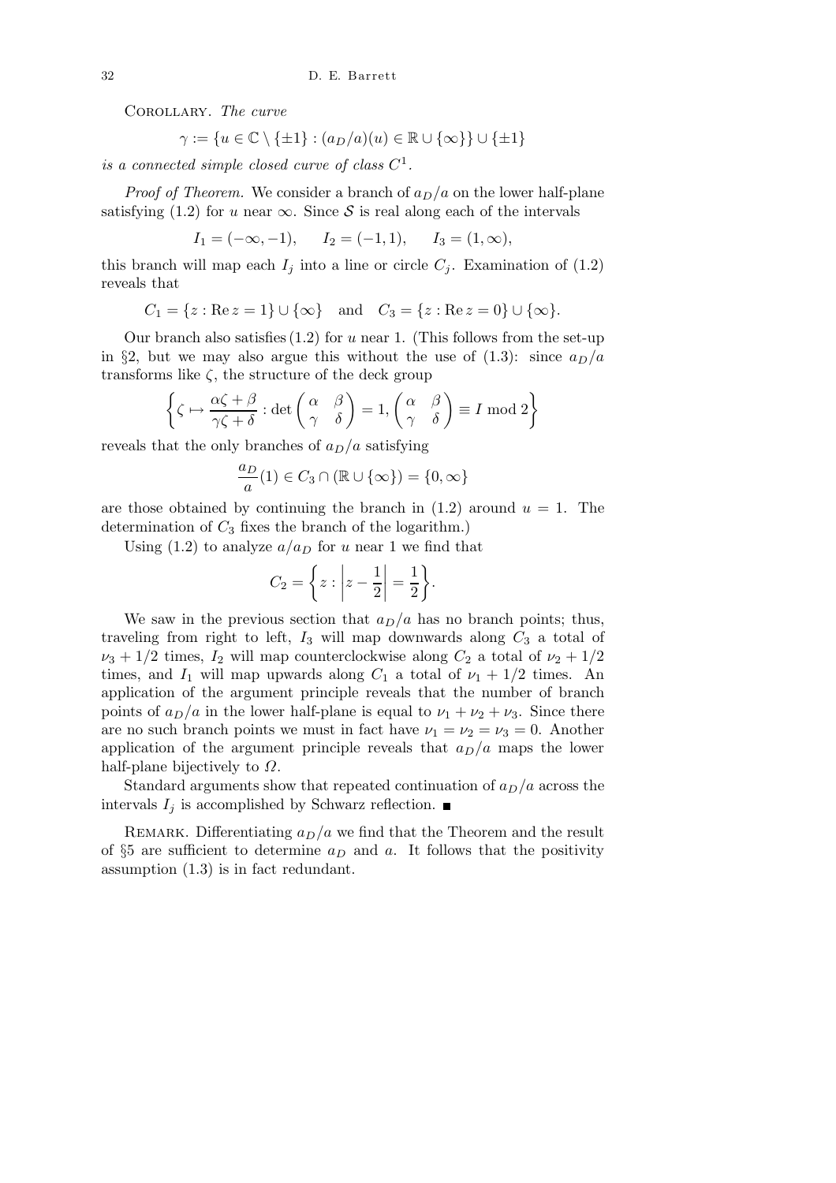COROLLARY. *The curve*

$$\gamma := \{u \in \mathbb{C} \setminus \{\pm 1\} : (a_D/a)(u) \in \mathbb{R} \cup \{\infty\}\} \cup \{\pm 1\}$$

*is a connected simple closed curve of class* $C^1$.

*Proof of Theorem.* We consider a branch of $a_D/a$ on the lower half-plane satisfying (1.2) for $u$ near $\infty$. Since $\mathcal{S}$ is real along each of the intervals

$$I_1 = (-\infty, -1), \qquad I_2 = (-1, 1), \qquad I_3 = (1, \infty),$$

this branch will map each $I_j$ into a line or circle $C_j$. Examination of (1.2) reveals that

$$C_1 = \{z : \operatorname{Re} z = 1\} \cup \{\infty\} \quad \text{and} \quad C_3 = \{z : \operatorname{Re} z = 0\} \cup \{\infty\}.$$

Our branch also satisfies (1.2) for $u$ near 1. (This follows from the set-up in §2, but we may also argue this without the use of (1.3): since $a_D/a$ transforms like $\zeta$, the structure of the deck group

$$\left\{\zeta \mapsto \frac{\alpha\zeta + \beta}{\gamma\zeta + \delta} : \det\begin{pmatrix} \alpha & \beta \\ \gamma & \delta \end{pmatrix} = 1, \begin{pmatrix} \alpha & \beta \\ \gamma & \delta \end{pmatrix} \equiv I \bmod 2\right\}$$

reveals that the only branches of $a_D/a$ satisfying

$$\frac{a_D}{a}(1) \in C_3 \cap (\mathbb{R} \cup \{\infty\}) = \{0, \infty\}$$

are those obtained by continuing the branch in (1.2) around $u = 1$. The determination of $C_3$ fixes the branch of the logarithm.)

Using (1.2) to analyze $a/a_D$ for $u$ near 1 we find that

$$C_2 = \left\{z : \left|z - \frac{1}{2}\right| = \frac{1}{2}\right\}.$$

We saw in the previous section that $a_D/a$ has no branch points; thus, traveling from right to left, $I_3$ will map downwards along $C_3$ a total of $\nu_3 + 1/2$ times, $I_2$ will map counterclockwise along $C_2$ a total of $\nu_2 + 1/2$ times, and $I_1$ will map upwards along $C_1$ a total of $\nu_1 + 1/2$ times. An application of the argument principle reveals that the number of branch points of $a_D/a$ in the lower half-plane is equal to $\nu_1 + \nu_2 + \nu_3$. Since there are no such branch points we must in fact have $\nu_1 = \nu_2 = \nu_3 = 0$. Another application of the argument principle reveals that $a_D/a$ maps the lower half-plane bijectively to $\Omega$.

Standard arguments show that repeated continuation of $a_D/a$ across the intervals $I_j$ is accomplished by Schwarz reflection. ■

REMARK. Differentiating $a_D/a$ we find that the Theorem and the result of §5 are sufficient to determine $a_D$ and $a$. It follows that the positivity assumption (1.3) is in fact redundant.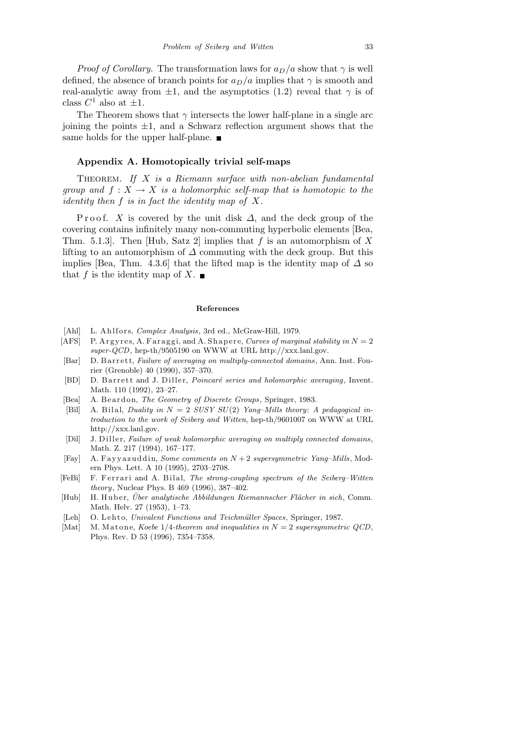*Proof of Corollary.* The transformation laws for $a_D/a$ show that $\gamma$ is well defined, the absence of branch points for $a_D/a$ implies that $\gamma$ is smooth and real-analytic away from $\pm 1$, and the asymptotics (1.2) reveal that $\gamma$ is of class $C^1$ also at $\pm 1$.

The Theorem shows that $\gamma$ intersects the lower half-plane in a single arc joining the points $\pm 1$, and a Schwarz reflection argument shows that the same holds for the upper half-plane. ■

## Appendix A. Homotopically trivial self-maps

THEOREM. *If $X$ is a Riemann surface with non-abelian fundamental group and $f : X \to X$ is a holomorphic self-map that is homotopic to the identity then $f$ is in fact the identity map of $X$.*

Proof. $X$ is covered by the unit disk $\Delta$, and the deck group of the covering contains infinitely many non-commuting hyperbolic elements [Bea, Thm. 5.1.3]. Then [Hub, Satz 2] implies that $f$ is an automorphism of $X$ lifting to an automorphism of $\Delta$ commuting with the deck group. But this implies [Bea, Thm. 4.3.6] that the lifted map is the identity map of $\Delta$ so that $f$ is the identity map of $X$. ■

### References

- [Ahl] L. Ahlfors, *Complex Analysis*, 3rd ed., McGraw-Hill, 1979.
- [AFS] P. Argyres, A. Faraggi, and A. Shapere, *Curves of marginal stability in $N = 2$ super-QCD*, hep-th/9505190 on WWW at URL http://xxx.lanl.gov.
- [Bar] D. Barrett, *Failure of averaging on multiply-connected domains*, Ann. Inst. Fourier (Grenoble) 40 (1990), 357–370.
- [BD] D. Barrett and J. Diller, *Poincaré series and holomorphic averaging*, Invent. Math. 110 (1992), 23–27.
- [Bea] A. Beardon, *The Geometry of Discrete Groups*, Springer, 1983.
- [Bil] A. Bilal, *Duality in $N = 2$ SUSY $SU(2)$ Yang–Mills theory: A pedagogical introduction to the work of Seiberg and Witten*, hep-th/9601007 on WWW at URL http://xxx.lanl.gov.
- [Dil] J. Diller, *Failure of weak holomorphic averaging on multiply connected domains*, Math. Z. 217 (1994), 167–177.
- [Fay] A. Fayyazuddin, *Some comments on $N + 2$ supersymmetric Yang–Mills*, Modern Phys. Lett. A 10 (1995), 2703–2708.
- [FeBi] F. Ferrari and A. Bilal, *The strong-coupling spectrum of the Seiberg–Witten theory*, Nuclear Phys. B 469 (1996), 387–402.
- [Hub] H. Huber, *Über analytische Abbildungen Riemannscher Flächer in sich*, Comm. Math. Helv. 27 (1953), 1–73.
- [Leh] O. Lehto, *Univalent Functions and Teichmüller Spaces*, Springer, 1987.
- [Mat] M. Matone, *Koebe 1/4-theorem and inequalities in $N = 2$ supersymmetric QCD*, Phys. Rev. D 53 (1996), 7354–7358.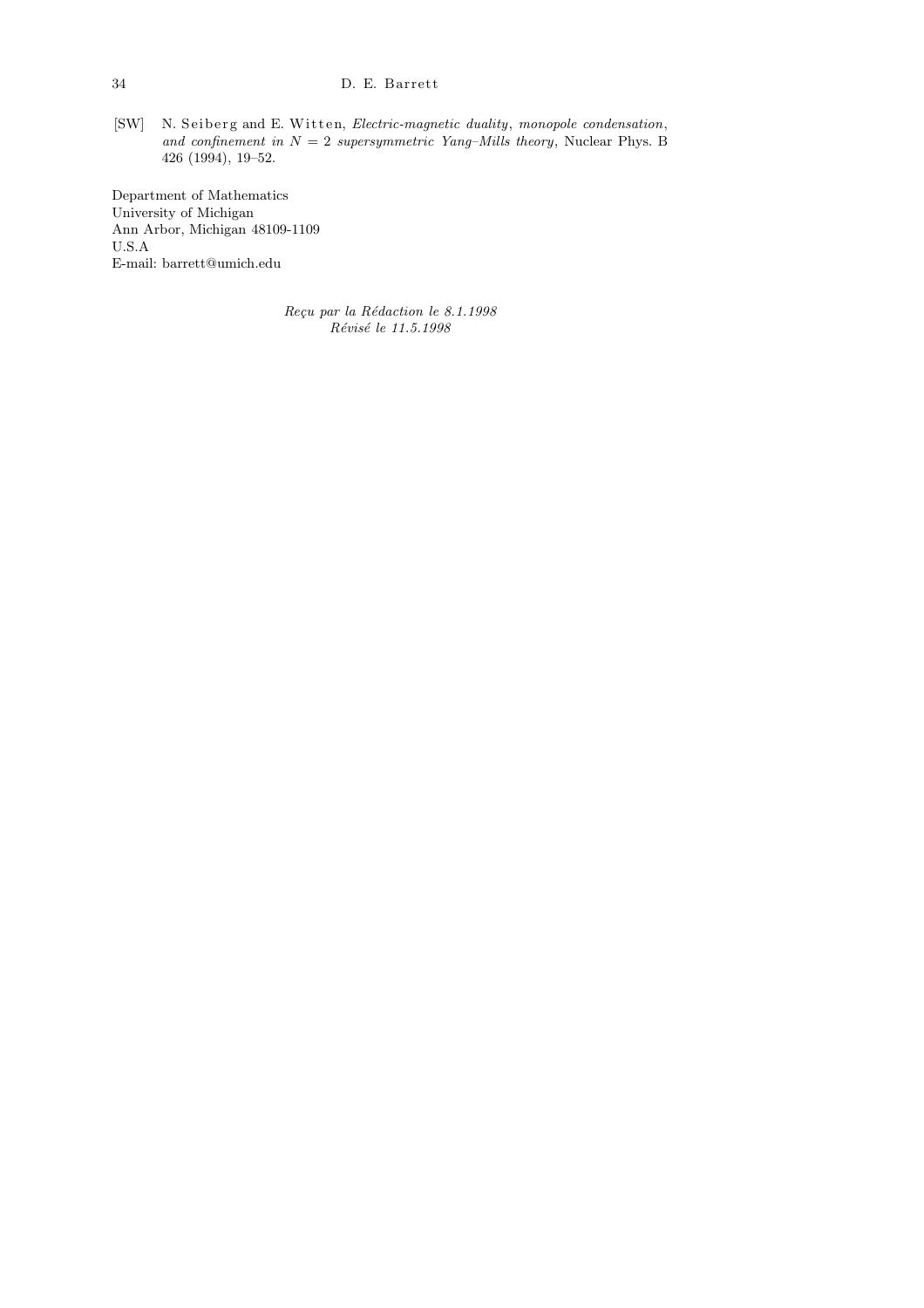[SW] N. Seiberg and E. Witten, *Electric-magnetic duality*, *monopole condensation*, *and confinement in* $N = 2$ *supersymmetric Yang–Mills theory*, Nuclear Phys. B 426 (1994), 19–52.

Department of Mathematics
University of Michigan
Ann Arbor, Michigan 48109-1109
U.S.A
E-mail: barrett@umich.edu

*Reçu par la Rédaction le 8.1.1998*
*Révisé le 11.5.1998*